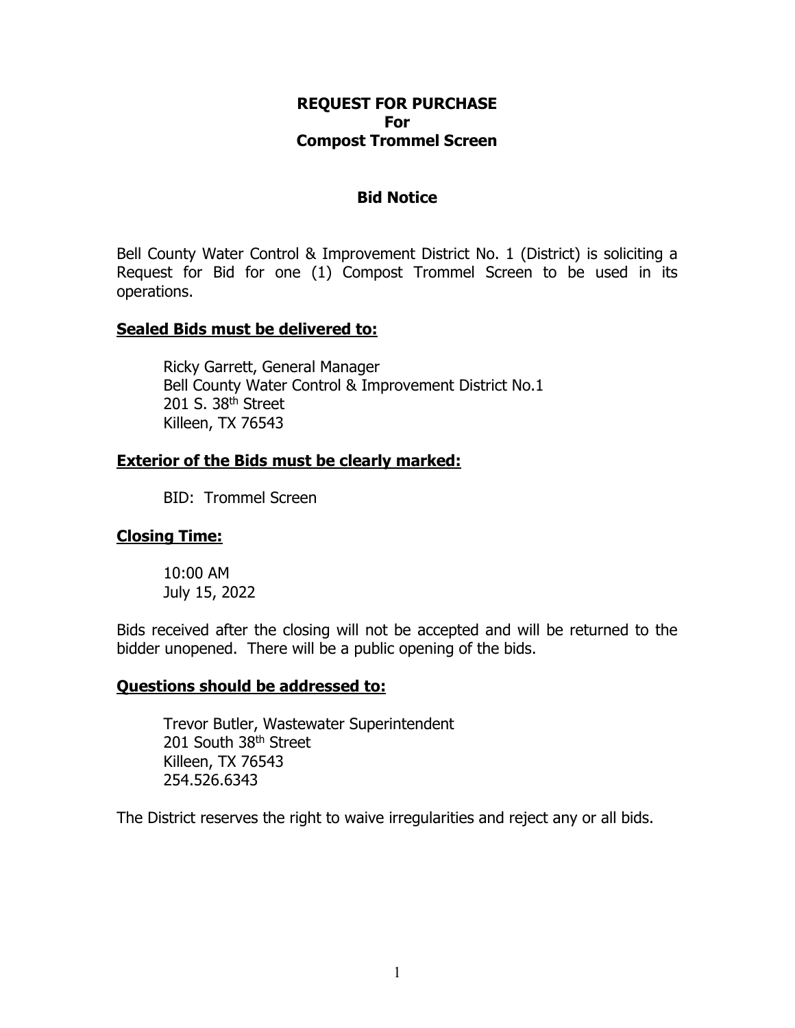# REQUEST FOR PURCHASE
# For
# Compost Trommel Screen

## Bid Notice

Bell County Water Control & Improvement District No. 1 (District) is soliciting a Request for Bid for one (1) Compost Trommel Screen to be used in its operations.

**Sealed Bids must be delivered to:**

Ricky Garrett, General Manager
Bell County Water Control & Improvement District No.1
201 S. 38th Street
Killeen, TX 76543

**Exterior of the Bids must be clearly marked:**

BID: Trommel Screen

**Closing Time:**

10:00 AM
July 15, 2022

Bids received after the closing will not be accepted and will be returned to the bidder unopened. There will be a public opening of the bids.

**Questions should be addressed to:**

Trevor Butler, Wastewater Superintendent
201 South 38th Street
Killeen, TX 76543
254.526.6343

The District reserves the right to waive irregularities and reject any or all bids.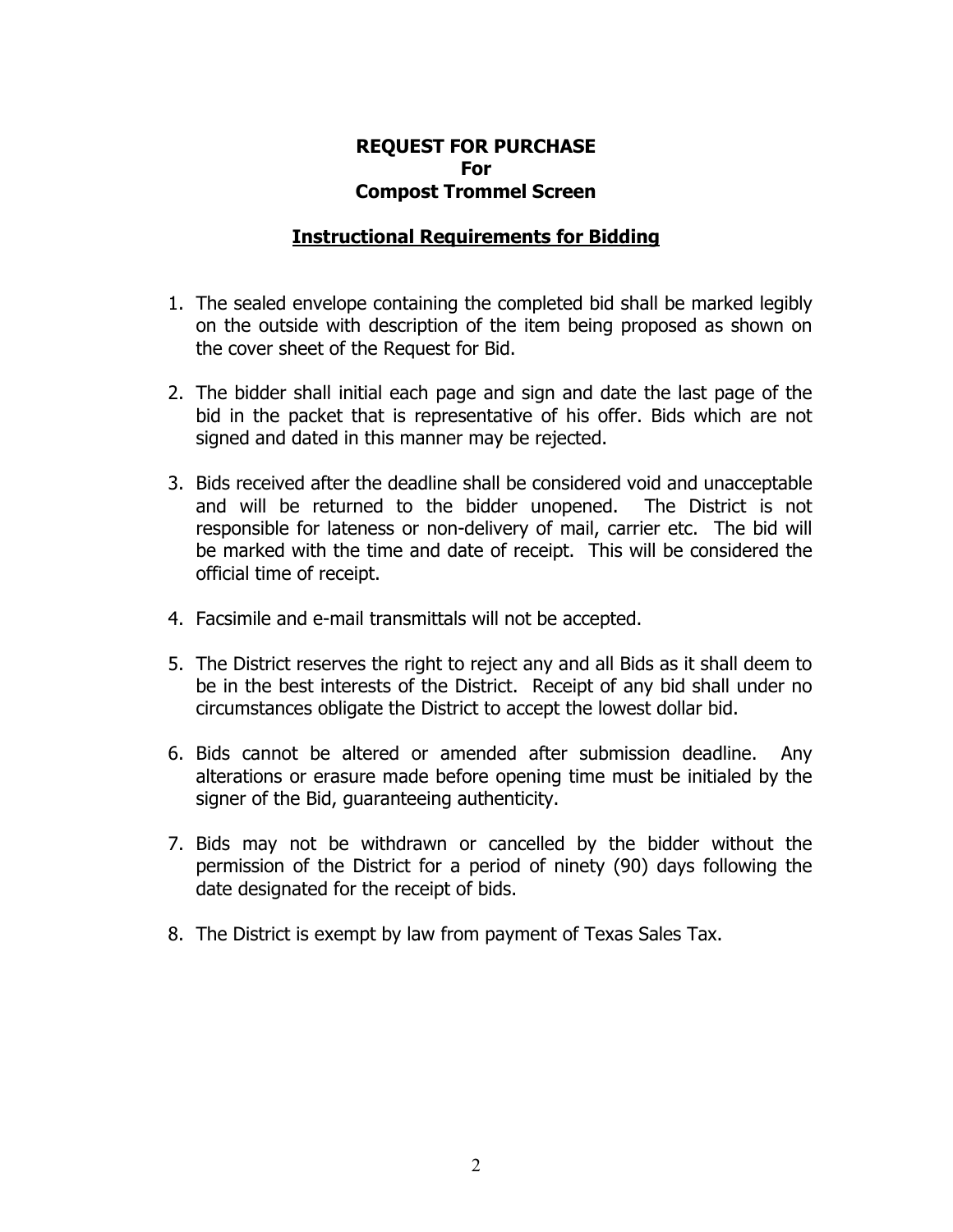**REQUEST FOR PURCHASE**
**For**
**Compost Trommel Screen**

## Instructional Requirements for Bidding

1. The sealed envelope containing the completed bid shall be marked legibly on the outside with description of the item being proposed as shown on the cover sheet of the Request for Bid.

2. The bidder shall initial each page and sign and date the last page of the bid in the packet that is representative of his offer. Bids which are not signed and dated in this manner may be rejected.

3. Bids received after the deadline shall be considered void and unacceptable and will be returned to the bidder unopened. The District is not responsible for lateness or non-delivery of mail, carrier etc. The bid will be marked with the time and date of receipt. This will be considered the official time of receipt.

4. Facsimile and e-mail transmittals will not be accepted.

5. The District reserves the right to reject any and all Bids as it shall deem to be in the best interests of the District. Receipt of any bid shall under no circumstances obligate the District to accept the lowest dollar bid.

6. Bids cannot be altered or amended after submission deadline. Any alterations or erasure made before opening time must be initialed by the signer of the Bid, guaranteeing authenticity.

7. Bids may not be withdrawn or cancelled by the bidder without the permission of the District for a period of ninety (90) days following the date designated for the receipt of bids.

8. The District is exempt by law from payment of Texas Sales Tax.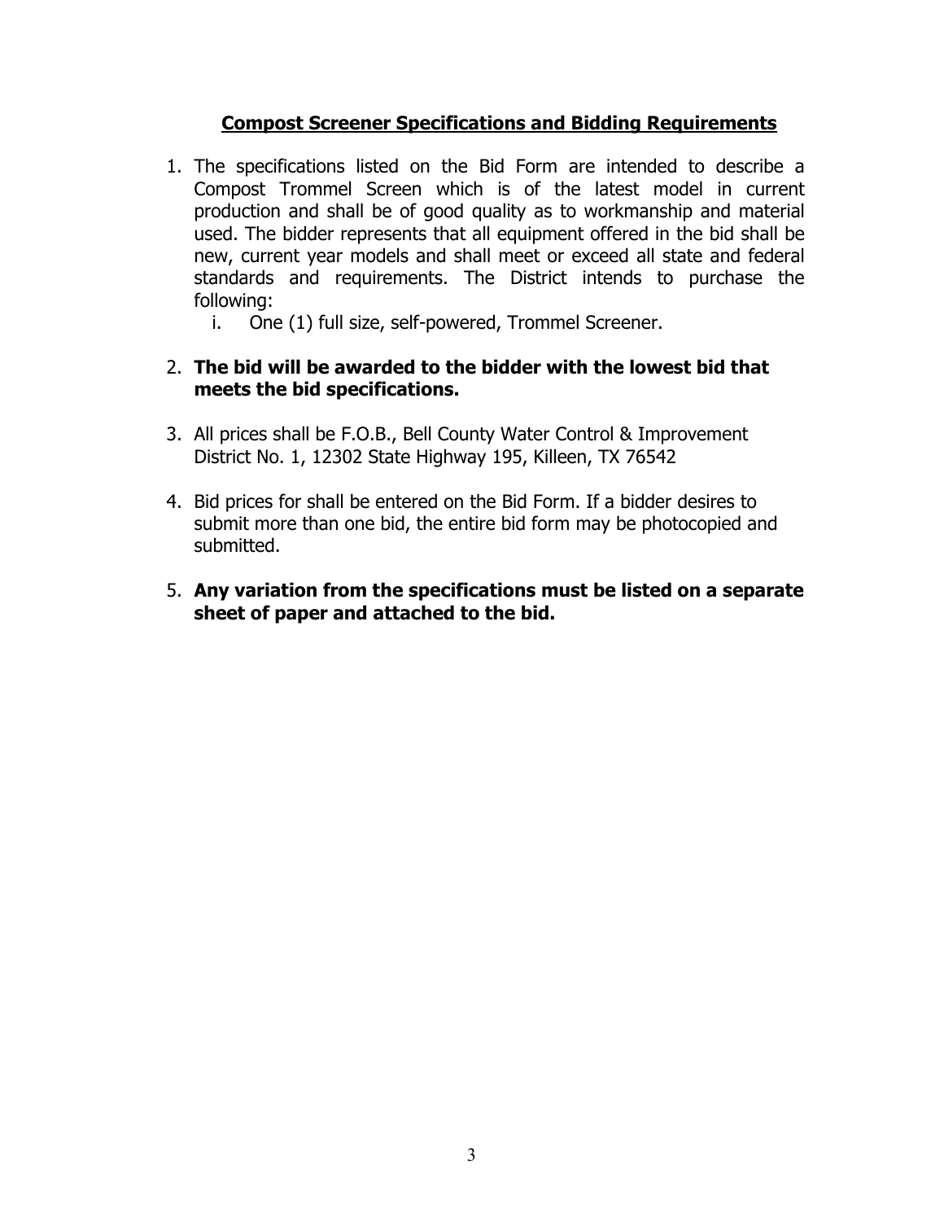## **Compost Screener Specifications and Bidding Requirements**

1. The specifications listed on the Bid Form are intended to describe a Compost Trommel Screen which is of the latest model in current production and shall be of good quality as to workmanship and material used. The bidder represents that all equipment offered in the bid shall be new, current year models and shall meet or exceed all state and federal standards and requirements. The District intends to purchase the following:
   i. One (1) full size, self-powered, Trommel Screener.

2. **The bid will be awarded to the bidder with the lowest bid that meets the bid specifications.**

3. All prices shall be F.O.B., Bell County Water Control & Improvement District No. 1, 12302 State Highway 195, Killeen, TX 76542

4. Bid prices for shall be entered on the Bid Form. If a bidder desires to submit more than one bid, the entire bid form may be photocopied and submitted.

5. **Any variation from the specifications must be listed on a separate sheet of paper and attached to the bid.**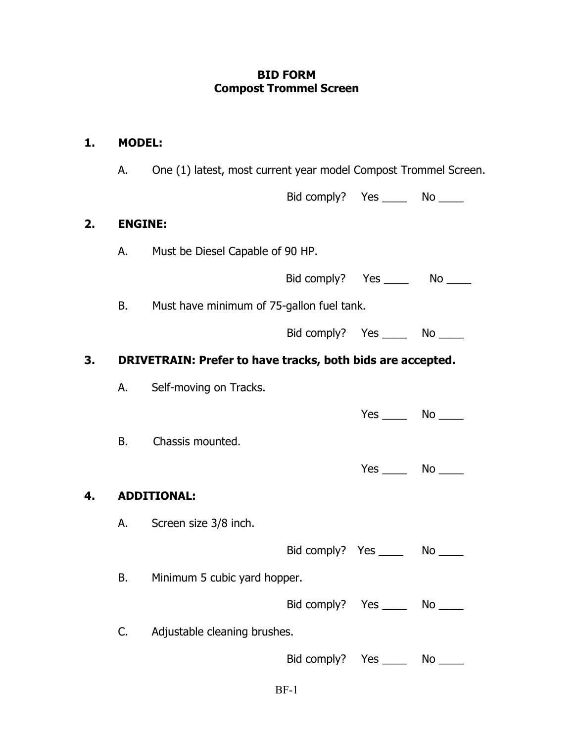# BID FORM
## Compost Trommel Screen

**1. MODEL:**

A. One (1) latest, most current year model Compost Trommel Screen.

Bid comply? Yes ____ No ____

**2. ENGINE:**

A. Must be Diesel Capable of 90 HP.

Bid comply? Yes ____ No ____

B. Must have minimum of 75-gallon fuel tank.

Bid comply? Yes ____ No ____

**3. DRIVETRAIN: Prefer to have tracks, both bids are accepted.**

A. Self-moving on Tracks.

Yes ____ No ____

B. Chassis mounted.

Yes ____ No ____

**4. ADDITIONAL:**

A. Screen size 3/8 inch.

Bid comply? Yes ____ No ____

B. Minimum 5 cubic yard hopper.

Bid comply? Yes ____ No ____

C. Adjustable cleaning brushes.

Bid comply? Yes ____ No ____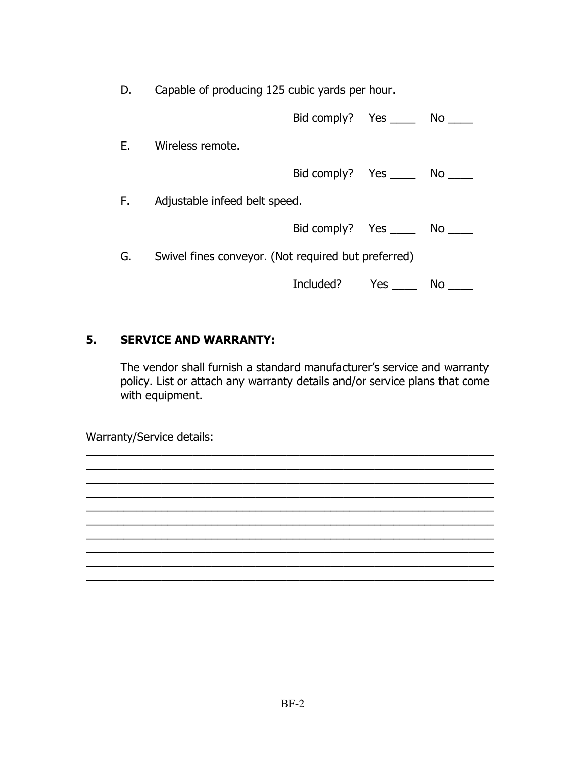D. Capable of producing 125 cubic yards per hour.

Bid comply? Yes ____ No ____

E. Wireless remote.

Bid comply? Yes ____ No ____

F. Adjustable infeed belt speed.

Bid comply? Yes ____ No ____

G. Swivel fines conveyor. (Not required but preferred)

Included? Yes ____ No ____

## 5. SERVICE AND WARRANTY:

The vendor shall furnish a standard manufacturer's service and warranty policy. List or attach any warranty details and/or service plans that come with equipment.

Warranty/Service details:

\_\_\_\_\_\_\_\_\_\_\_\_\_\_\_\_\_\_\_\_\_\_\_\_\_\_\_\_\_\_\_\_\_\_\_\_\_\_\_\_\_\_\_\_\_\_\_\_\_\_\_\_\_\_\_\_\_\_\_\_\_\_\_\_
\_\_\_\_\_\_\_\_\_\_\_\_\_\_\_\_\_\_\_\_\_\_\_\_\_\_\_\_\_\_\_\_\_\_\_\_\_\_\_\_\_\_\_\_\_\_\_\_\_\_\_\_\_\_\_\_\_\_\_\_\_\_\_\_
\_\_\_\_\_\_\_\_\_\_\_\_\_\_\_\_\_\_\_\_\_\_\_\_\_\_\_\_\_\_\_\_\_\_\_\_\_\_\_\_\_\_\_\_\_\_\_\_\_\_\_\_\_\_\_\_\_\_\_\_\_\_\_\_
\_\_\_\_\_\_\_\_\_\_\_\_\_\_\_\_\_\_\_\_\_\_\_\_\_\_\_\_\_\_\_\_\_\_\_\_\_\_\_\_\_\_\_\_\_\_\_\_\_\_\_\_\_\_\_\_\_\_\_\_\_\_\_\_
\_\_\_\_\_\_\_\_\_\_\_\_\_\_\_\_\_\_\_\_\_\_\_\_\_\_\_\_\_\_\_\_\_\_\_\_\_\_\_\_\_\_\_\_\_\_\_\_\_\_\_\_\_\_\_\_\_\_\_\_\_\_\_\_
\_\_\_\_\_\_\_\_\_\_\_\_\_\_\_\_\_\_\_\_\_\_\_\_\_\_\_\_\_\_\_\_\_\_\_\_\_\_\_\_\_\_\_\_\_\_\_\_\_\_\_\_\_\_\_\_\_\_\_\_\_\_\_\_
\_\_\_\_\_\_\_\_\_\_\_\_\_\_\_\_\_\_\_\_\_\_\_\_\_\_\_\_\_\_\_\_\_\_\_\_\_\_\_\_\_\_\_\_\_\_\_\_\_\_\_\_\_\_\_\_\_\_\_\_\_\_\_\_
\_\_\_\_\_\_\_\_\_\_\_\_\_\_\_\_\_\_\_\_\_\_\_\_\_\_\_\_\_\_\_\_\_\_\_\_\_\_\_\_\_\_\_\_\_\_\_\_\_\_\_\_\_\_\_\_\_\_\_\_\_\_\_\_
\_\_\_\_\_\_\_\_\_\_\_\_\_\_\_\_\_\_\_\_\_\_\_\_\_\_\_\_\_\_\_\_\_\_\_\_\_\_\_\_\_\_\_\_\_\_\_\_\_\_\_\_\_\_\_\_\_\_\_\_\_\_\_\_
\_\_\_\_\_\_\_\_\_\_\_\_\_\_\_\_\_\_\_\_\_\_\_\_\_\_\_\_\_\_\_\_\_\_\_\_\_\_\_\_\_\_\_\_\_\_\_\_\_\_\_\_\_\_\_\_\_\_\_\_\_\_\_\_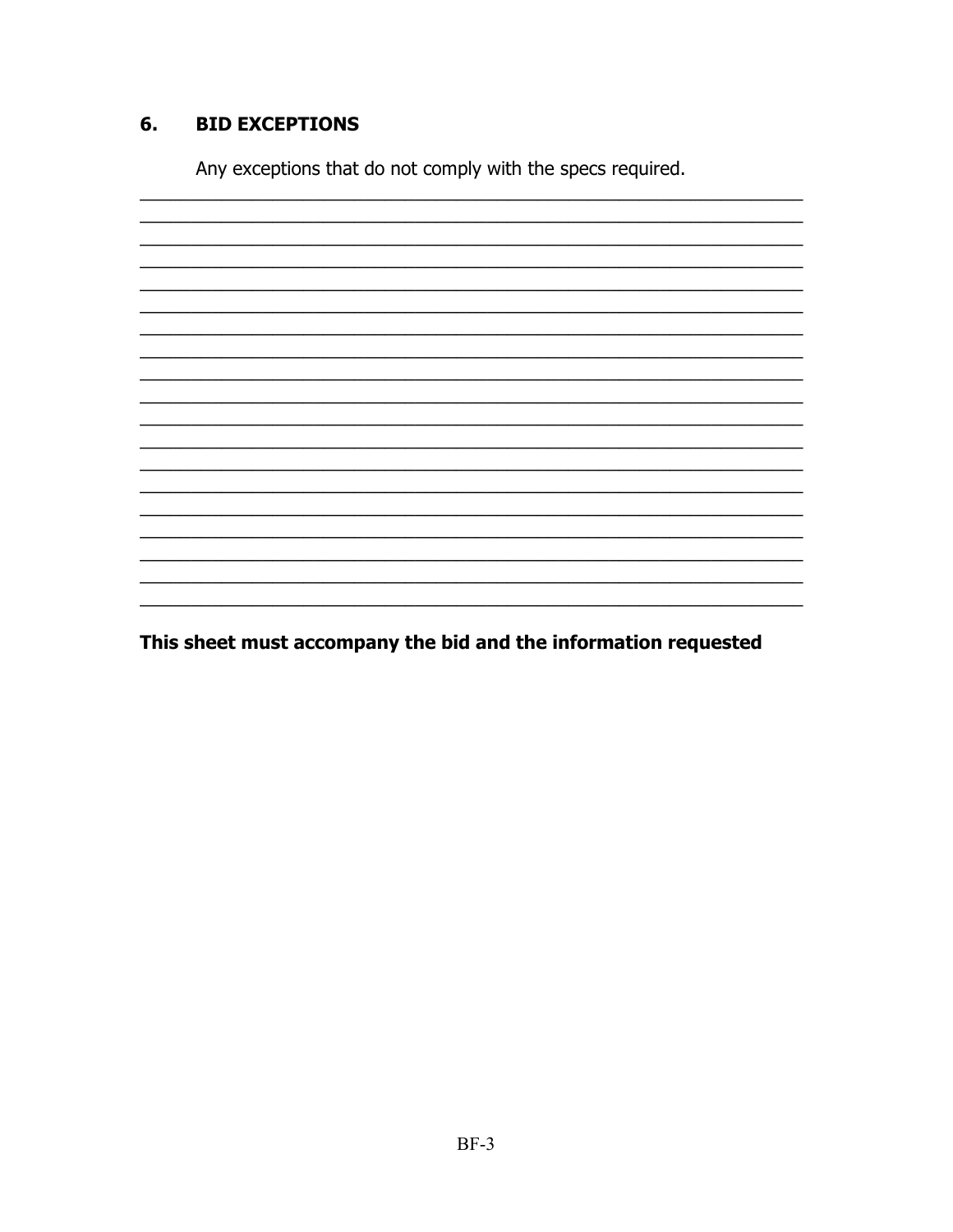## 6. BID EXCEPTIONS

Any exceptions that do not comply with the specs required.

_______________________________________________________________________
_______________________________________________________________________
_______________________________________________________________________
_______________________________________________________________________
_______________________________________________________________________
_______________________________________________________________________
_______________________________________________________________________
_______________________________________________________________________
_______________________________________________________________________
_______________________________________________________________________
_______________________________________________________________________
_______________________________________________________________________
_______________________________________________________________________
_______________________________________________________________________
_______________________________________________________________________
_______________________________________________________________________
_______________________________________________________________________
_______________________________________________________________________
_______________________________________________________________________

**This sheet must accompany the bid and the information requested**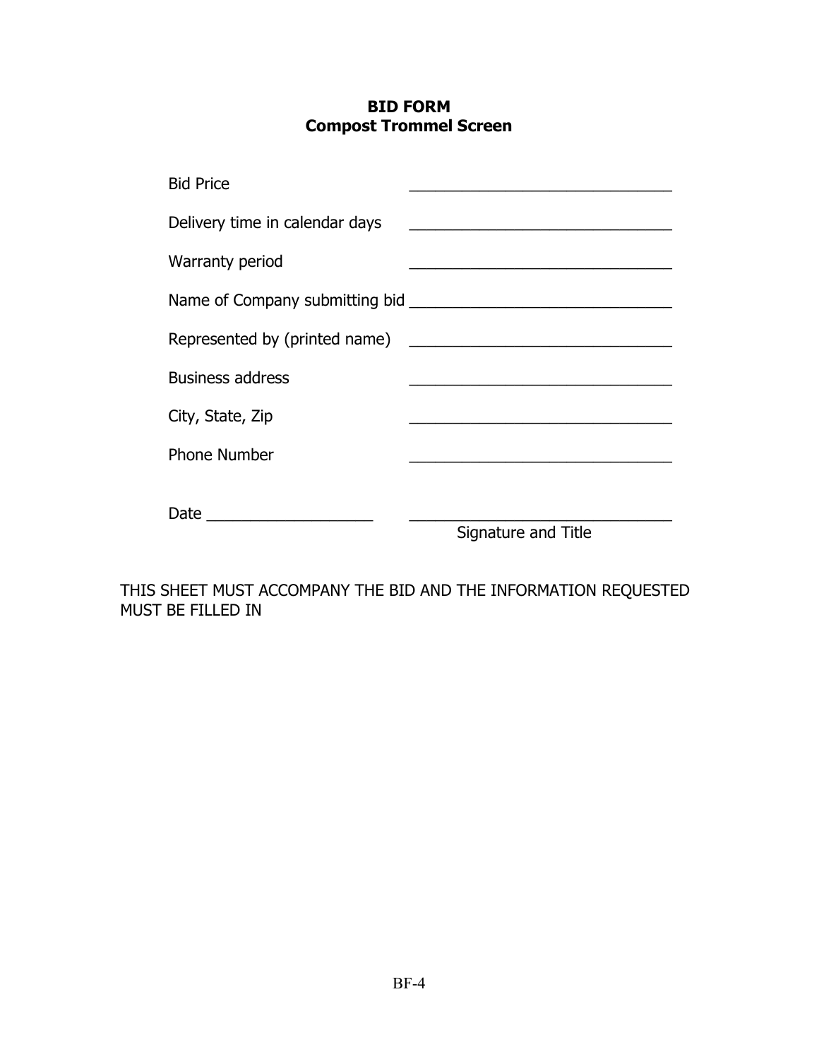# BID FORM
## Compost Trommel Screen

Bid Price ______________________________

Delivery time in calendar days ______________________________

Warranty period ______________________________

Name of Company submitting bid ______________________________

Represented by (printed name) ______________________________

Business address ______________________________

City, State, Zip ______________________________

Phone Number ______________________________

Date ___________________ ______________________________
Signature and Title

THIS SHEET MUST ACCOMPANY THE BID AND THE INFORMATION REQUESTED MUST BE FILLED IN

BF-4